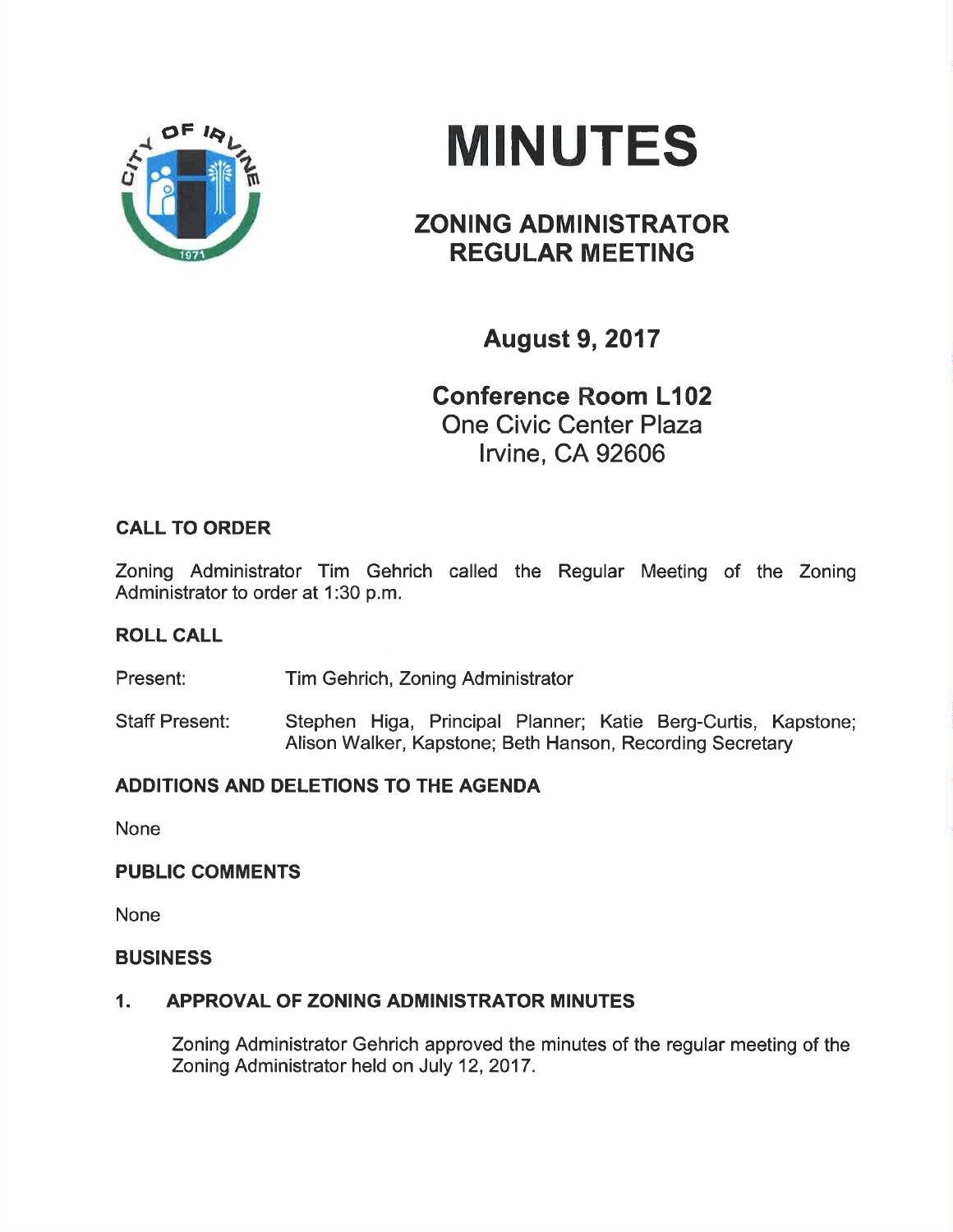# MINUTES

## ZONING ADMINISTRATOR REGULAR MEETING

### August 9, 2017

**Conference Room L102**
One Civic Center Plaza
Irvine, CA 92606

**CALL TO ORDER**

Zoning Administrator Tim Gehrich called the Regular Meeting of the Zoning Administrator to order at 1:30 p.m.

**ROLL CALL**

Present: Tim Gehrich, Zoning Administrator

Staff Present: Stephen Higa, Principal Planner; Katie Berg-Curtis, Kapstone; Alison Walker, Kapstone; Beth Hanson, Recording Secretary

**ADDITIONS AND DELETIONS TO THE AGENDA**

None

**PUBLIC COMMENTS**

None

**BUSINESS**

**1. APPROVAL OF ZONING ADMINISTRATOR MINUTES**

Zoning Administrator Gehrich approved the minutes of the regular meeting of the Zoning Administrator held on July 12, 2017.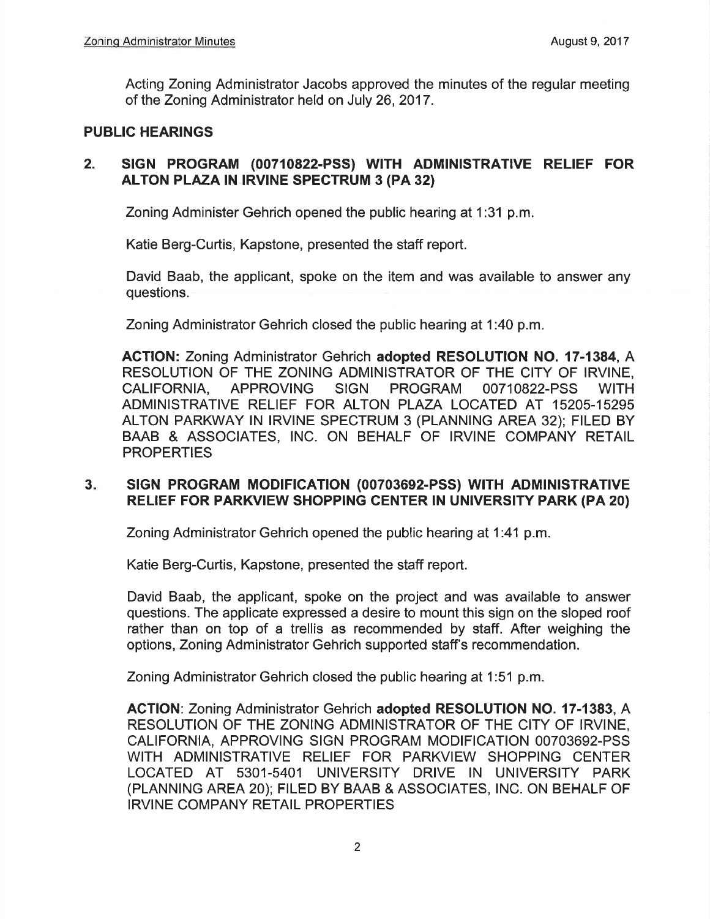Acting Zoning Administrator Jacobs approved the minutes of the regular meeting of the Zoning Administrator held on July 26, 2017.

## PUBLIC HEARINGS

### 2. SIGN PROGRAM (00710822-PSS) WITH ADMINISTRATIVE RELIEF FOR ALTON PLAZA IN IRVINE SPECTRUM 3 (PA 32)

Zoning Administer Gehrich opened the public hearing at 1:31 p.m.

Katie Berg-Curtis, Kapstone, presented the staff report.

David Baab, the applicant, spoke on the item and was available to answer any questions.

Zoning Administrator Gehrich closed the public hearing at 1:40 p.m.

**ACTION:** Zoning Administrator Gehrich **adopted RESOLUTION NO. 17-1384**, A RESOLUTION OF THE ZONING ADMINISTRATOR OF THE CITY OF IRVINE, CALIFORNIA, APPROVING SIGN PROGRAM 00710822-PSS WITH ADMINISTRATIVE RELIEF FOR ALTON PLAZA LOCATED AT 15205-15295 ALTON PARKWAY IN IRVINE SPECTRUM 3 (PLANNING AREA 32); FILED BY BAAB & ASSOCIATES, INC. ON BEHALF OF IRVINE COMPANY RETAIL PROPERTIES

### 3. SIGN PROGRAM MODIFICATION (00703692-PSS) WITH ADMINISTRATIVE RELIEF FOR PARKVIEW SHOPPING CENTER IN UNIVERSITY PARK (PA 20)

Zoning Administrator Gehrich opened the public hearing at 1:41 p.m.

Katie Berg-Curtis, Kapstone, presented the staff report.

David Baab, the applicant, spoke on the project and was available to answer questions. The applicate expressed a desire to mount this sign on the sloped roof rather than on top of a trellis as recommended by staff. After weighing the options, Zoning Administrator Gehrich supported staff's recommendation.

Zoning Administrator Gehrich closed the public hearing at 1:51 p.m.

**ACTION**: Zoning Administrator Gehrich **adopted RESOLUTION NO. 17-1383**, A RESOLUTION OF THE ZONING ADMINISTRATOR OF THE CITY OF IRVINE, CALIFORNIA, APPROVING SIGN PROGRAM MODIFICATION 00703692-PSS WITH ADMINISTRATIVE RELIEF FOR PARKVIEW SHOPPING CENTER LOCATED AT 5301-5401 UNIVERSITY DRIVE IN UNIVERSITY PARK (PLANNING AREA 20); FILED BY BAAB & ASSOCIATES, INC. ON BEHALF OF IRVINE COMPANY RETAIL PROPERTIES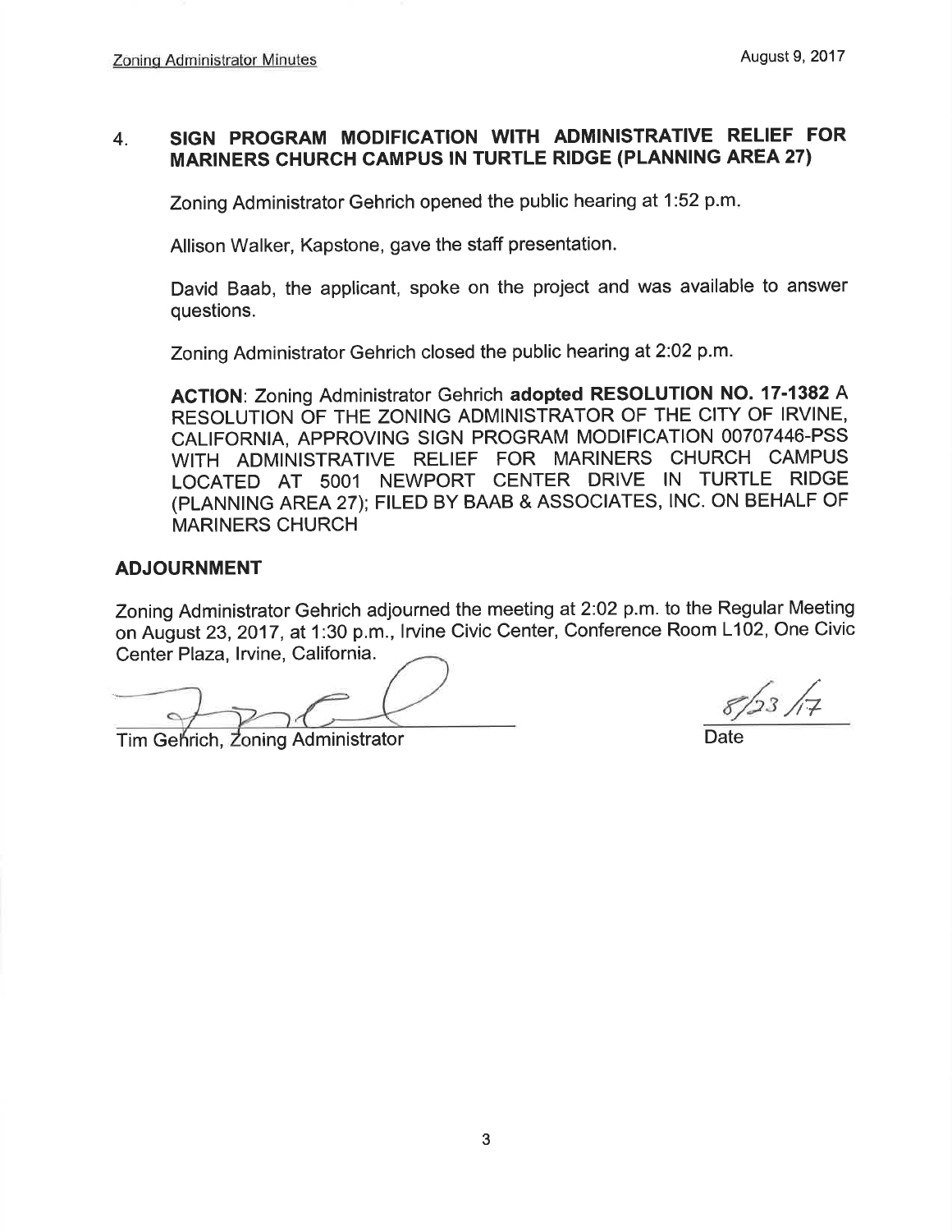## 4. SIGN PROGRAM MODIFICATION WITH ADMINISTRATIVE RELIEF FOR MARINERS CHURCH CAMPUS IN TURTLE RIDGE (PLANNING AREA 27)

Zoning Administrator Gehrich opened the public hearing at 1:52 p.m.

Allison Walker, Kapstone, gave the staff presentation.

David Baab, the applicant, spoke on the project and was available to answer questions.

Zoning Administrator Gehrich closed the public hearing at 2:02 p.m.

**ACTION**: Zoning Administrator Gehrich **adopted RESOLUTION NO. 17-1382** A RESOLUTION OF THE ZONING ADMINISTRATOR OF THE CITY OF IRVINE, CALIFORNIA, APPROVING SIGN PROGRAM MODIFICATION 00707446-PSS WITH ADMINISTRATIVE RELIEF FOR MARINERS CHURCH CAMPUS LOCATED AT 5001 NEWPORT CENTER DRIVE IN TURTLE RIDGE (PLANNING AREA 27); FILED BY BAAB & ASSOCIATES, INC. ON BEHALF OF MARINERS CHURCH

## ADJOURNMENT

Zoning Administrator Gehrich adjourned the meeting at 2:02 p.m. to the Regular Meeting on August 23, 2017, at 1:30 p.m., Irvine Civic Center, Conference Room L102, One Civic Center Plaza, Irvine, California.

Tim Gehrich, Zoning Administrator

8/23/17

Date